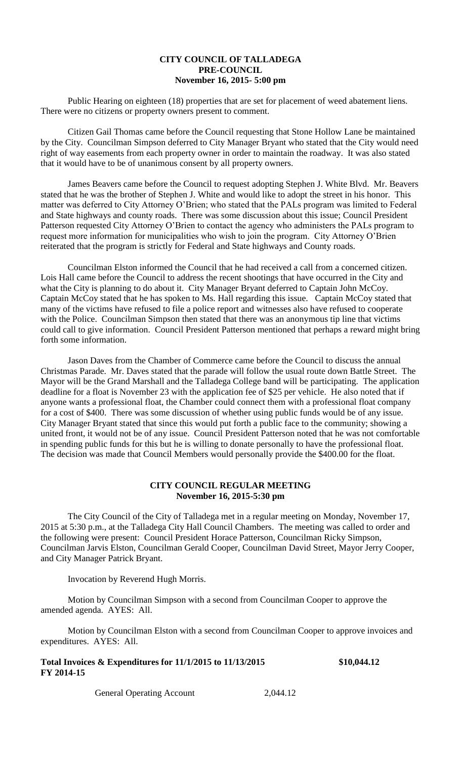**CITY COUNCIL OF TALLADEGA**
**PRE-COUNCIL**
**November 16, 2015- 5:00 pm**

Public Hearing on eighteen (18) properties that are set for placement of weed abatement liens. There were no citizens or property owners present to comment.

Citizen Gail Thomas came before the Council requesting that Stone Hollow Lane be maintained by the City. Councilman Simpson deferred to City Manager Bryant who stated that the City would need right of way easements from each property owner in order to maintain the roadway. It was also stated that it would have to be of unanimous consent by all property owners.

James Beavers came before the Council to request adopting Stephen J. White Blvd. Mr. Beavers stated that he was the brother of Stephen J. White and would like to adopt the street in his honor. This matter was deferred to City Attorney O'Brien; who stated that the PALs program was limited to Federal and State highways and county roads. There was some discussion about this issue; Council President Patterson requested City Attorney O'Brien to contact the agency who administers the PALs program to request more information for municipalities who wish to join the program. City Attorney O'Brien reiterated that the program is strictly for Federal and State highways and County roads.

Councilman Elston informed the Council that he had received a call from a concerned citizen. Lois Hall came before the Council to address the recent shootings that have occurred in the City and what the City is planning to do about it. City Manager Bryant deferred to Captain John McCoy. Captain McCoy stated that he has spoken to Ms. Hall regarding this issue. Captain McCoy stated that many of the victims have refused to file a police report and witnesses also have refused to cooperate with the Police. Councilman Simpson then stated that there was an anonymous tip line that victims could call to give information. Council President Patterson mentioned that perhaps a reward might bring forth some information.

Jason Daves from the Chamber of Commerce came before the Council to discuss the annual Christmas Parade. Mr. Daves stated that the parade will follow the usual route down Battle Street. The Mayor will be the Grand Marshall and the Talladega College band will be participating. The application deadline for a float is November 23 with the application fee of $25 per vehicle. He also noted that if anyone wants a professional float, the Chamber could connect them with a professional float company for a cost of $400. There was some discussion of whether using public funds would be of any issue. City Manager Bryant stated that since this would put forth a public face to the community; showing a united front, it would not be of any issue. Council President Patterson noted that he was not comfortable in spending public funds for this but he is willing to donate personally to have the professional float. The decision was made that Council Members would personally provide the $400.00 for the float.

**CITY COUNCIL REGULAR MEETING**
**November 16, 2015-5:30 pm**

The City Council of the City of Talladega met in a regular meeting on Monday, November 17, 2015 at 5:30 p.m., at the Talladega City Hall Council Chambers. The meeting was called to order and the following were present: Council President Horace Patterson, Councilman Ricky Simpson, Councilman Jarvis Elston, Councilman Gerald Cooper, Councilman David Street, Mayor Jerry Cooper, and City Manager Patrick Bryant.

Invocation by Reverend Hugh Morris.

Motion by Councilman Simpson with a second from Councilman Cooper to approve the amended agenda. AYES: All.

Motion by Councilman Elston with a second from Councilman Cooper to approve invoices and expenditures. AYES: All.

**Total Invoices & Expenditures for 11/1/2015 to 11/13/2015** **$10,044.12**
**FY 2014-15**

General Operating Account 2,044.12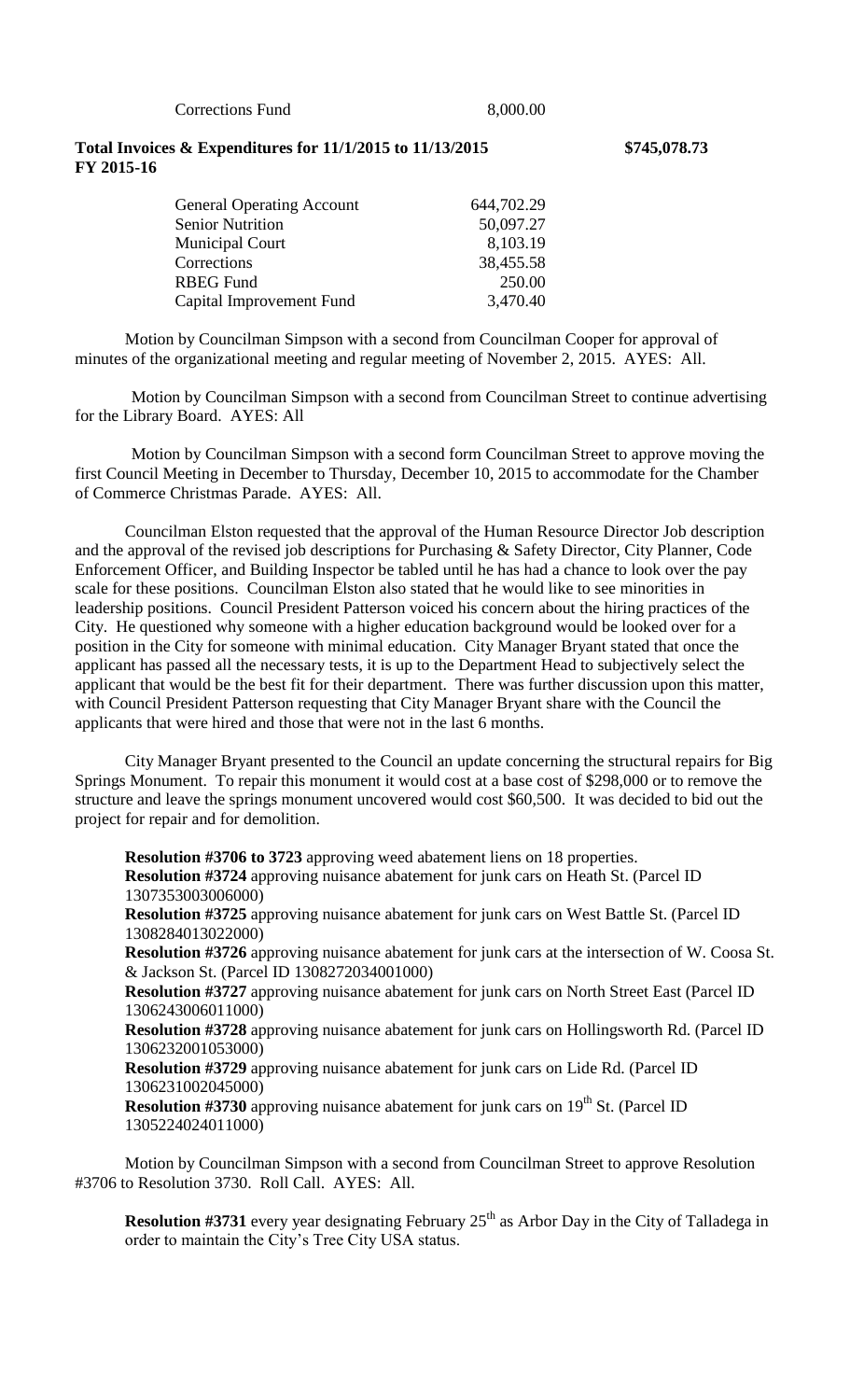| Corrections Fund | 8,000.00 |
|---|---|

**Total Invoices & Expenditures for 11/1/2015 to 11/13/2015 $745,078.73**
**FY 2015-16**

| General Operating Account | 644,702.29 |
|---|---|
| Senior Nutrition | 50,097.27 |
| Municipal Court | 8,103.19 |
| Corrections | 38,455.58 |
| RBEG Fund | 250.00 |
| Capital Improvement Fund | 3,470.40 |

Motion by Councilman Simpson with a second from Councilman Cooper for approval of minutes of the organizational meeting and regular meeting of November 2, 2015. AYES: All.

Motion by Councilman Simpson with a second from Councilman Street to continue advertising for the Library Board. AYES: All

Motion by Councilman Simpson with a second form Councilman Street to approve moving the first Council Meeting in December to Thursday, December 10, 2015 to accommodate for the Chamber of Commerce Christmas Parade. AYES: All.

Councilman Elston requested that the approval of the Human Resource Director Job description and the approval of the revised job descriptions for Purchasing & Safety Director, City Planner, Code Enforcement Officer, and Building Inspector be tabled until he has had a chance to look over the pay scale for these positions. Councilman Elston also stated that he would like to see minorities in leadership positions. Council President Patterson voiced his concern about the hiring practices of the City. He questioned why someone with a higher education background would be looked over for a position in the City for someone with minimal education. City Manager Bryant stated that once the applicant has passed all the necessary tests, it is up to the Department Head to subjectively select the applicant that would be the best fit for their department. There was further discussion upon this matter, with Council President Patterson requesting that City Manager Bryant share with the Council the applicants that were hired and those that were not in the last 6 months.

City Manager Bryant presented to the Council an update concerning the structural repairs for Big Springs Monument. To repair this monument it would cost at a base cost of $298,000 or to remove the structure and leave the springs monument uncovered would cost $60,500. It was decided to bid out the project for repair and for demolition.

**Resolution #3706 to 3723** approving weed abatement liens on 18 properties.
**Resolution #3724** approving nuisance abatement for junk cars on Heath St. (Parcel ID 1307353003006000)
**Resolution #3725** approving nuisance abatement for junk cars on West Battle St. (Parcel ID 1308284013022000)
**Resolution #3726** approving nuisance abatement for junk cars at the intersection of W. Coosa St. & Jackson St. (Parcel ID 1308272034001000)
**Resolution #3727** approving nuisance abatement for junk cars on North Street East (Parcel ID 1306243006011000)
**Resolution #3728** approving nuisance abatement for junk cars on Hollingsworth Rd. (Parcel ID 1306232001053000)
**Resolution #3729** approving nuisance abatement for junk cars on Lide Rd. (Parcel ID 1306231002045000)
**Resolution #3730** approving nuisance abatement for junk cars on 19th St. (Parcel ID 1305224024011000)

Motion by Councilman Simpson with a second from Councilman Street to approve Resolution #3706 to Resolution 3730. Roll Call. AYES: All.

**Resolution #3731** every year designating February 25th as Arbor Day in the City of Talladega in order to maintain the City's Tree City USA status.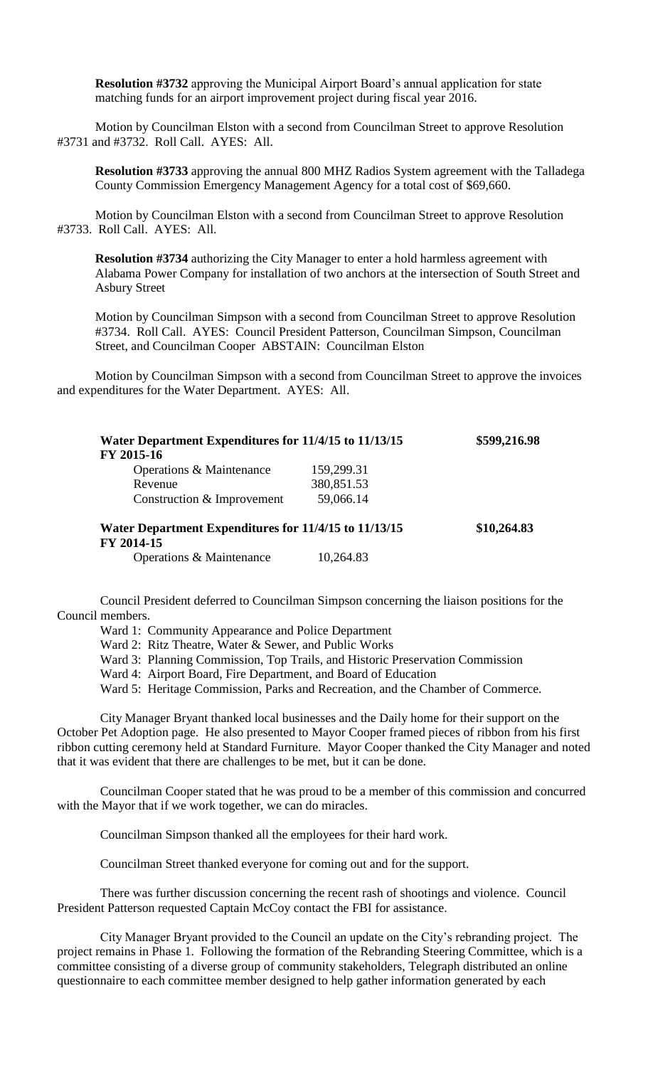**Resolution #3732** approving the Municipal Airport Board's annual application for state matching funds for an airport improvement project during fiscal year 2016.

Motion by Councilman Elston with a second from Councilman Street to approve Resolution #3731 and #3732. Roll Call. AYES: All.

**Resolution #3733** approving the annual 800 MHZ Radios System agreement with the Talladega County Commission Emergency Management Agency for a total cost of $69,660.

Motion by Councilman Elston with a second from Councilman Street to approve Resolution #3733. Roll Call. AYES: All.

**Resolution #3734** authorizing the City Manager to enter a hold harmless agreement with Alabama Power Company for installation of two anchors at the intersection of South Street and Asbury Street

Motion by Councilman Simpson with a second from Councilman Street to approve Resolution #3734. Roll Call. AYES: Council President Patterson, Councilman Simpson, Councilman Street, and Councilman Cooper ABSTAIN: Councilman Elston

Motion by Councilman Simpson with a second from Councilman Street to approve the invoices and expenditures for the Water Department. AYES: All.

| **Water Department Expenditures for 11/4/15 to 11/13/15** | | **$599,216.98** |
|---|---|---|
| **FY 2015-16** | | |
| Operations & Maintenance | 159,299.31 | |
| Revenue | 380,851.53 | |
| Construction & Improvement | 59,066.14 | |
| **Water Department Expenditures for 11/4/15 to 11/13/15** | | **$10,264.83** |
| **FY 2014-15** | | |
| Operations & Maintenance | 10,264.83 | |

Council President deferred to Councilman Simpson concerning the liaison positions for the Council members.

Ward 1: Community Appearance and Police Department
Ward 2: Ritz Theatre, Water & Sewer, and Public Works
Ward 3: Planning Commission, Top Trails, and Historic Preservation Commission
Ward 4: Airport Board, Fire Department, and Board of Education
Ward 5: Heritage Commission, Parks and Recreation, and the Chamber of Commerce.

City Manager Bryant thanked local businesses and the Daily home for their support on the October Pet Adoption page. He also presented to Mayor Cooper framed pieces of ribbon from his first ribbon cutting ceremony held at Standard Furniture. Mayor Cooper thanked the City Manager and noted that it was evident that there are challenges to be met, but it can be done.

Councilman Cooper stated that he was proud to be a member of this commission and concurred with the Mayor that if we work together, we can do miracles.

Councilman Simpson thanked all the employees for their hard work.

Councilman Street thanked everyone for coming out and for the support.

There was further discussion concerning the recent rash of shootings and violence. Council President Patterson requested Captain McCoy contact the FBI for assistance.

City Manager Bryant provided to the Council an update on the City's rebranding project. The project remains in Phase 1. Following the formation of the Rebranding Steering Committee, which is a committee consisting of a diverse group of community stakeholders, Telegraph distributed an online questionnaire to each committee member designed to help gather information generated by each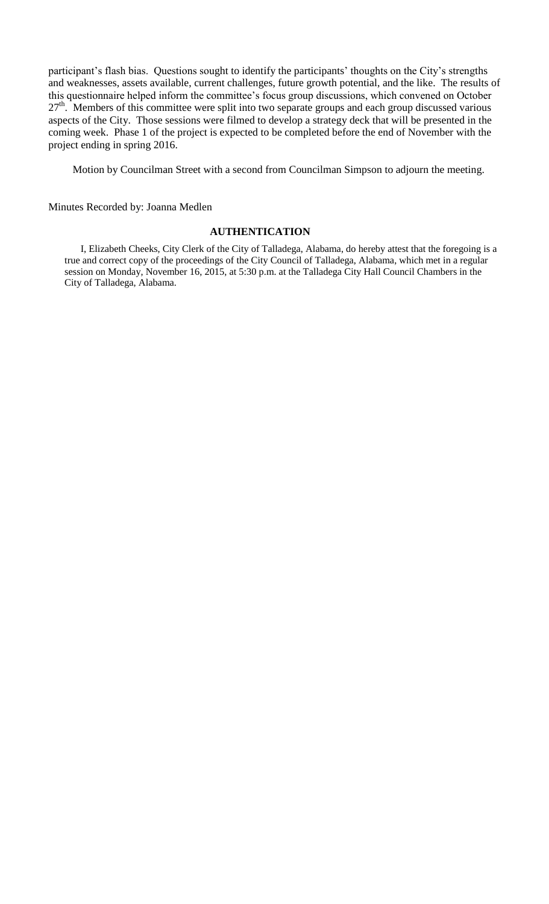participant's flash bias. Questions sought to identify the participants' thoughts on the City's strengths and weaknesses, assets available, current challenges, future growth potential, and the like. The results of this questionnaire helped inform the committee's focus group discussions, which convened on October 27th. Members of this committee were split into two separate groups and each group discussed various aspects of the City. Those sessions were filmed to develop a strategy deck that will be presented in the coming week. Phase 1 of the project is expected to be completed before the end of November with the project ending in spring 2016.

Motion by Councilman Street with a second from Councilman Simpson to adjourn the meeting.

Minutes Recorded by: Joanna Medlen

## AUTHENTICATION

I, Elizabeth Cheeks, City Clerk of the City of Talladega, Alabama, do hereby attest that the foregoing is a true and correct copy of the proceedings of the City Council of Talladega, Alabama, which met in a regular session on Monday, November 16, 2015, at 5:30 p.m. at the Talladega City Hall Council Chambers in the City of Talladega, Alabama.